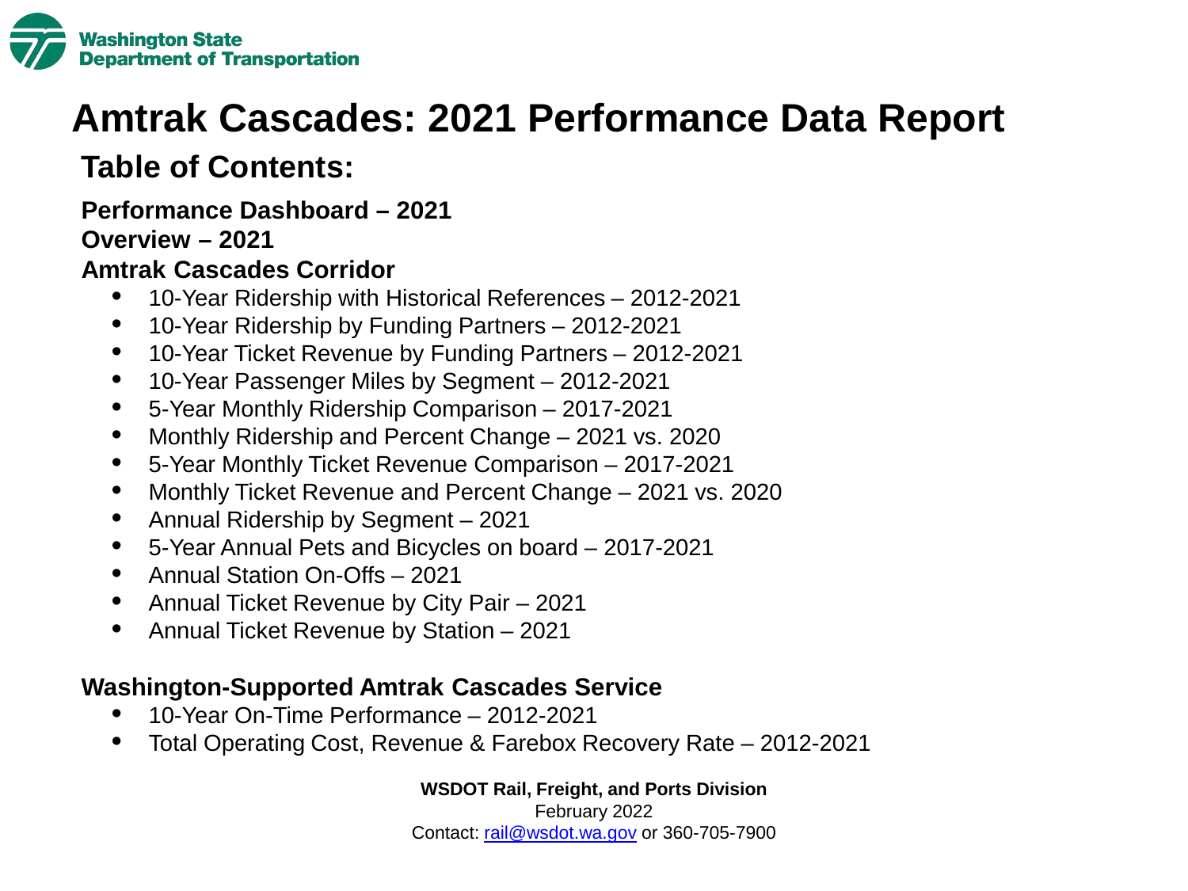Washington State Department of Transportation

# Amtrak Cascades: 2021 Performance Data Report

## Table of Contents:

**Performance Dashboard – 2021**

**Overview – 2021**

**Amtrak Cascades Corridor**

- 10-Year Ridership with Historical References – 2012-2021
- 10-Year Ridership by Funding Partners – 2012-2021
- 10-Year Ticket Revenue by Funding Partners – 2012-2021
- 10-Year Passenger Miles by Segment – 2012-2021
- 5-Year Monthly Ridership Comparison – 2017-2021
- Monthly Ridership and Percent Change – 2021 vs. 2020
- 5-Year Monthly Ticket Revenue Comparison – 2017-2021
- Monthly Ticket Revenue and Percent Change – 2021 vs. 2020
- Annual Ridership by Segment – 2021
- 5-Year Annual Pets and Bicycles on board – 2017-2021
- Annual Station On-Offs – 2021
- Annual Ticket Revenue by City Pair – 2021
- Annual Ticket Revenue by Station – 2021

**Washington-Supported Amtrak Cascades Service**

- 10-Year On-Time Performance – 2012-2021
- Total Operating Cost, Revenue & Farebox Recovery Rate – 2012-2021

**WSDOT Rail, Freight, and Ports Division**
February 2022
Contact: rail@wsdot.wa.gov or 360-705-7900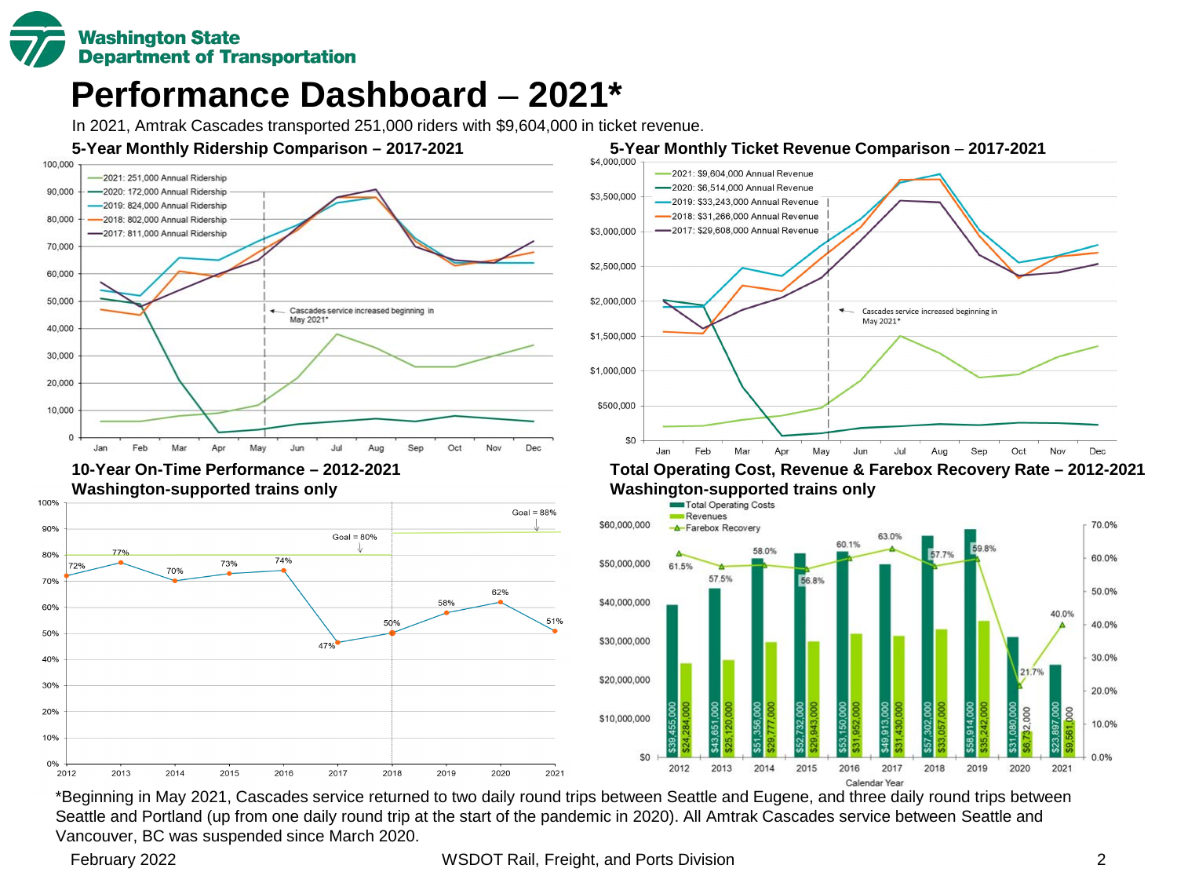# Performance Dashboard – 2021*

In 2021, Amtrak Cascades transported 251,000 riders with $9,604,000 in ticket revenue.

## 5-Year Monthly Ridership Comparison – 2017-2021

- 2021: 251,000 Annual Ridership
- 2020: 172,000 Annual Ridership
- 2019: 824,000 Annual Ridership
- 2018: 802,000 Annual Ridership
- 2017: 811,000 Annual Ridership

Cascades service increased beginning in May 2021*

## 5-Year Monthly Ticket Revenue Comparison – 2017-2021

- 2021: $9,604,000 Annual Revenue
- 2020: $6,514,000 Annual Revenue
- 2019: $33,243,000 Annual Revenue
- 2018: $31,266,000 Annual Revenue
- 2017: $29,608,000 Annual Revenue

Cascades service increased beginning in May 2021*

## 10-Year On-Time Performance – 2012-2021
### Washington-supported trains only

| Year | 2012 | 2013 | 2014 | 2015 | 2016 | 2017 | 2018 | 2019 | 2020 | 2021 |
|---|---|---|---|---|---|---|---|---|---|---|
| On-Time Performance | 72% | 77% | 70% | 73% | 74% | 47% | 50% | 58% | 62% | 51% |

Goal = 80% (2012–2018); Goal = 88% (2018–2021)

## Total Operating Cost, Revenue & Farebox Recovery Rate – 2012-2021
### Washington-supported trains only

| Calendar Year | Total Operating Costs | Revenues | Farebox Recovery |
|---|---|---|---|
| 2012 | $39,455,000 | $24,284,000 | 61.5% |
| 2013 | $43,651,000 | $25,120,000 | 57.5% |
| 2014 | $51,356,000 | $29,777,000 | 58.0% |
| 2015 | $52,732,000 | $29,943,000 | 56.8% |
| 2016 | $53,150,000 | $31,952,000 | 60.1% |
| 2017 | $49,913,000 | $31,430,000 | 63.0% |
| 2018 | $57,302,000 | $33,057,000 | 57.7% |
| 2019 | $58,914,000 | $35,242,000 | 59.8% |
| 2020 | $31,080,000 | $6,732,000 | 21.7% |
| 2021 | $23,897,000 | $9,561,000 | 40.0% |

*Beginning in May 2021, Cascades service returned to two daily round trips between Seattle and Eugene, and three daily round trips between Seattle and Portland (up from one daily round trip at the start of the pandemic in 2020). All Amtrak Cascades service between Seattle and Vancouver, BC was suspended since March 2020.

February 2022 — WSDOT Rail, Freight, and Ports Division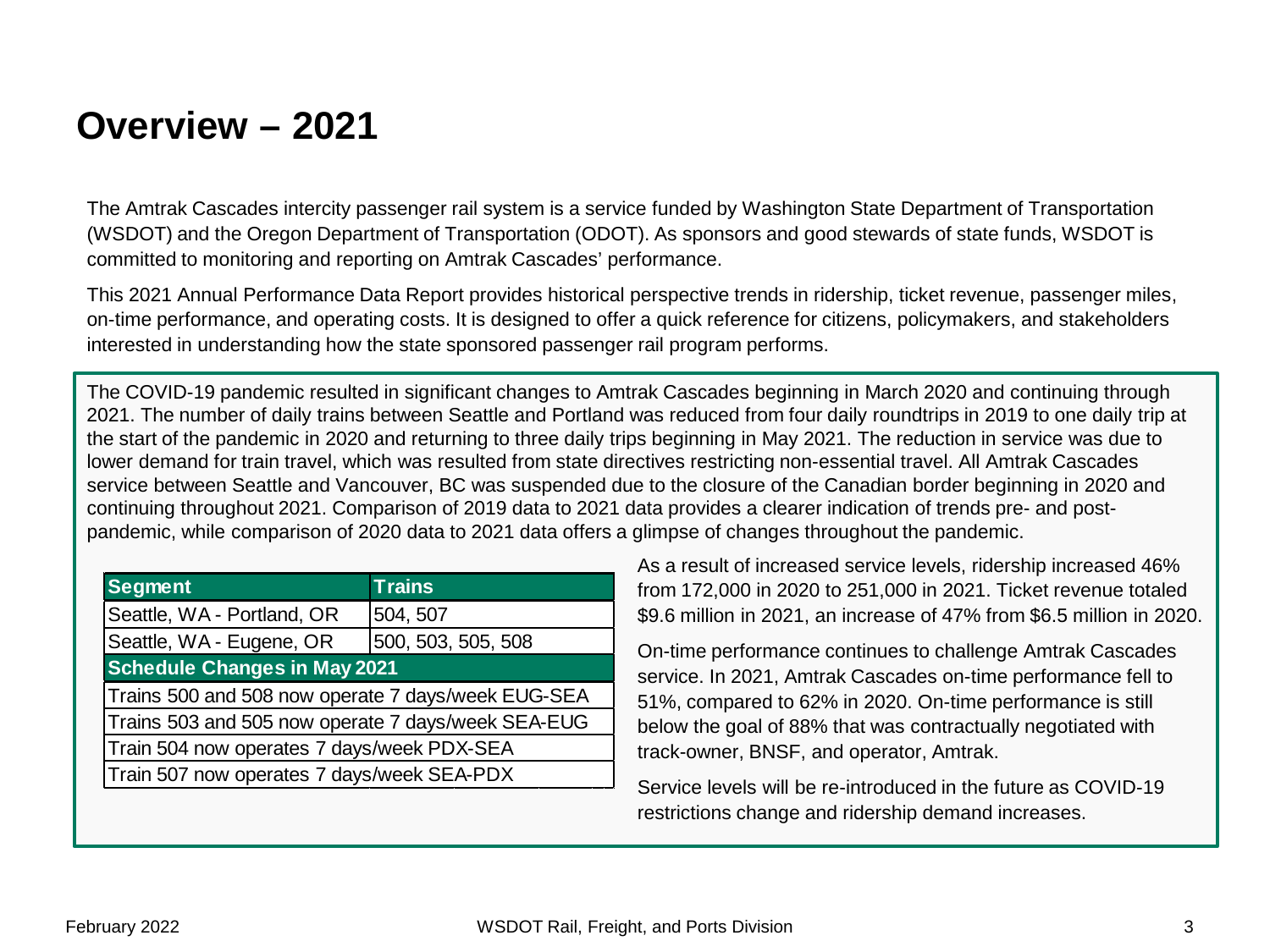# Overview – 2021

The Amtrak Cascades intercity passenger rail system is a service funded by Washington State Department of Transportation (WSDOT) and the Oregon Department of Transportation (ODOT). As sponsors and good stewards of state funds, WSDOT is committed to monitoring and reporting on Amtrak Cascades' performance.

This 2021 Annual Performance Data Report provides historical perspective trends in ridership, ticket revenue, passenger miles, on-time performance, and operating costs. It is designed to offer a quick reference for citizens, policymakers, and stakeholders interested in understanding how the state sponsored passenger rail program performs.

The COVID-19 pandemic resulted in significant changes to Amtrak Cascades beginning in March 2020 and continuing through 2021. The number of daily trains between Seattle and Portland was reduced from four daily roundtrips in 2019 to one daily trip at the start of the pandemic in 2020 and returning to three daily trips beginning in May 2021. The reduction in service was due to lower demand for train travel, which was resulted from state directives restricting non-essential travel. All Amtrak Cascades service between Seattle and Vancouver, BC was suspended due to the closure of the Canadian border beginning in 2020 and continuing throughout 2021. Comparison of 2019 data to 2021 data provides a clearer indication of trends pre- and post-pandemic, while comparison of 2020 data to 2021 data offers a glimpse of changes throughout the pandemic.

| Segment | Trains |
|---|---|
| Seattle, WA - Portland, OR | 504, 507 |
| Seattle, WA - Eugene, OR | 500, 503, 505, 508 |
| **Schedule Changes in May 2021** | |
| Trains 500 and 508 now operate 7 days/week EUG-SEA | |
| Trains 503 and 505 now operate 7 days/week SEA-EUG | |
| Train 504 now operates 7 days/week PDX-SEA | |
| Train 507 now operates 7 days/week SEA-PDX | |

As a result of increased service levels, ridership increased 46% from 172,000 in 2020 to 251,000 in 2021. Ticket revenue totaled $9.6 million in 2021, an increase of 47% from $6.5 million in 2020.

On-time performance continues to challenge Amtrak Cascades service. In 2021, Amtrak Cascades on-time performance fell to 51%, compared to 62% in 2020. On-time performance is still below the goal of 88% that was contractually negotiated with track-owner, BNSF, and operator, Amtrak.

Service levels will be re-introduced in the future as COVID-19 restrictions change and ridership demand increases.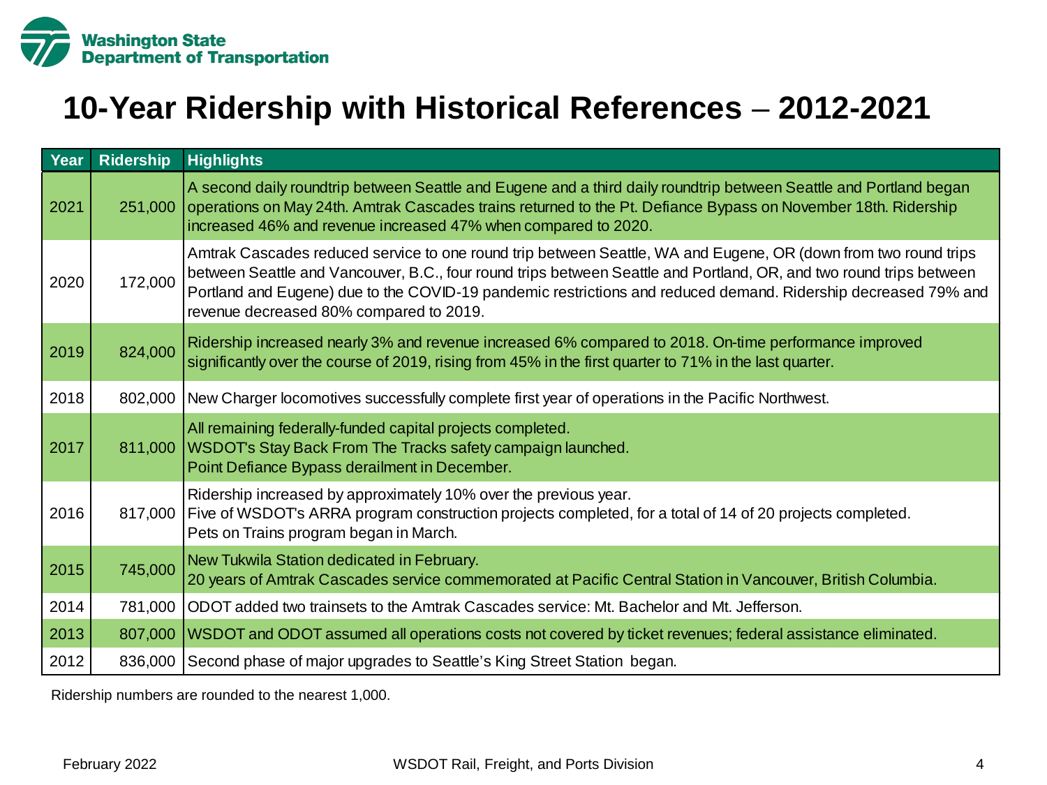# 10-Year Ridership with Historical References – 2012-2021

| Year | Ridership | Highlights |
| --- | --- | --- |
| 2021 | 251,000 | A second daily roundtrip between Seattle and Eugene and a third daily roundtrip between Seattle and Portland began operations on May 24th. Amtrak Cascades trains returned to the Pt. Defiance Bypass on November 18th. Ridership increased 46% and revenue increased 47% when compared to 2020. |
| 2020 | 172,000 | Amtrak Cascades reduced service to one round trip between Seattle, WA and Eugene, OR (down from two round trips between Seattle and Vancouver, B.C., four round trips between Seattle and Portland, OR, and two round trips between Portland and Eugene) due to the COVID-19 pandemic restrictions and reduced demand. Ridership decreased 79% and revenue decreased 80% compared to 2019. |
| 2019 | 824,000 | Ridership increased nearly 3% and revenue increased 6% compared to 2018. On-time performance improved significantly over the course of 2019, rising from 45% in the first quarter to 71% in the last quarter. |
| 2018 | 802,000 | New Charger locomotives successfully complete first year of operations in the Pacific Northwest. |
| 2017 | 811,000 | All remaining federally-funded capital projects completed.<br>WSDOT's Stay Back From The Tracks safety campaign launched.<br>Point Defiance Bypass derailment in December. |
| 2016 | 817,000 | Ridership increased by approximately 10% over the previous year.<br>Five of WSDOT's ARRA program construction projects completed, for a total of 14 of 20 projects completed.<br>Pets on Trains program began in March. |
| 2015 | 745,000 | New Tukwila Station dedicated in February.<br>20 years of Amtrak Cascades service commemorated at Pacific Central Station in Vancouver, British Columbia. |
| 2014 | 781,000 | ODOT added two trainsets to the Amtrak Cascades service: Mt. Bachelor and Mt. Jefferson. |
| 2013 | 807,000 | WSDOT and ODOT assumed all operations costs not covered by ticket revenues; federal assistance eliminated. |
| 2012 | 836,000 | Second phase of major upgrades to Seattle's King Street Station began. |

Ridership numbers are rounded to the nearest 1,000.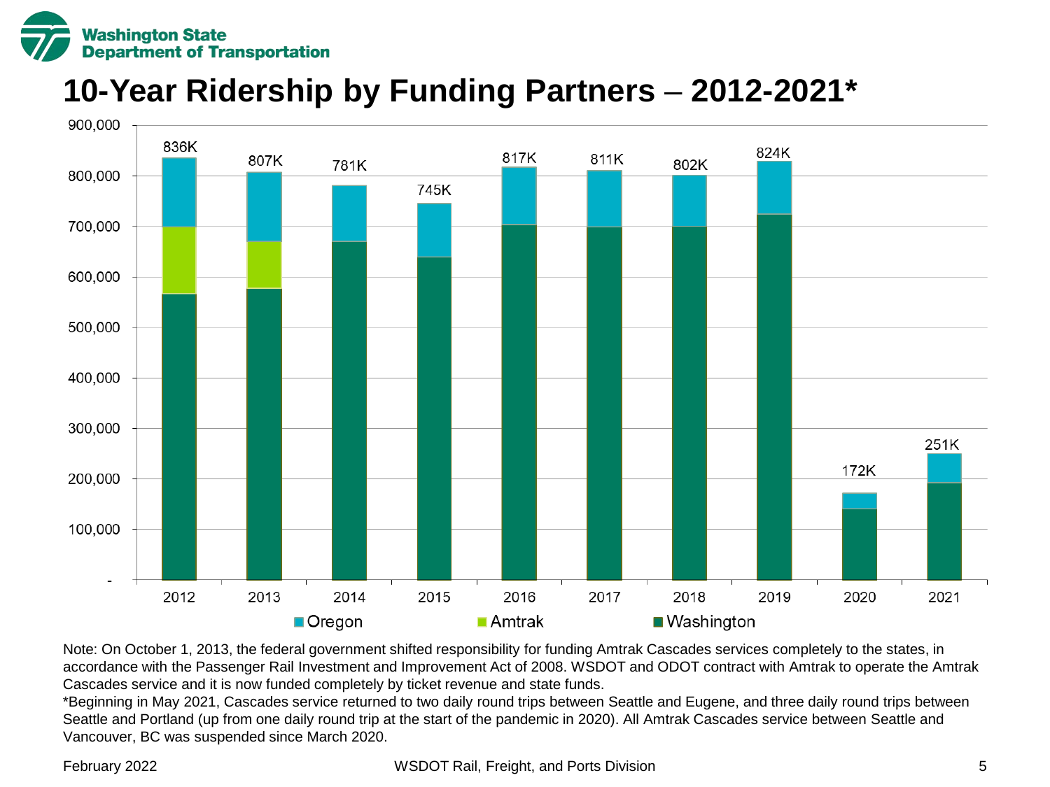**Washington State Department of Transportation**

# 10-Year Ridership by Funding Partners – 2012-2021*

| Year | Total |
| --- | --- |
| 2012 | 836K |
| 2013 | 807K |
| 2014 | 781K |
| 2015 | 745K |
| 2016 | 817K |
| 2017 | 811K |
| 2018 | 802K |
| 2019 | 824K |
| 2020 | 172K |
| 2021 | 251K |

Legend: Oregon, Amtrak, Washington

Note: On October 1, 2013, the federal government shifted responsibility for funding Amtrak Cascades services completely to the states, in accordance with the Passenger Rail Investment and Improvement Act of 2008. WSDOT and ODOT contract with Amtrak to operate the Amtrak Cascades service and it is now funded completely by ticket revenue and state funds.

*Beginning in May 2021, Cascades service returned to two daily round trips between Seattle and Eugene, and three daily round trips between Seattle and Portland (up from one daily round trip at the start of the pandemic in 2020). All Amtrak Cascades service between Seattle and Vancouver, BC was suspended since March 2020.

February 2022 WSDOT Rail, Freight, and Ports Division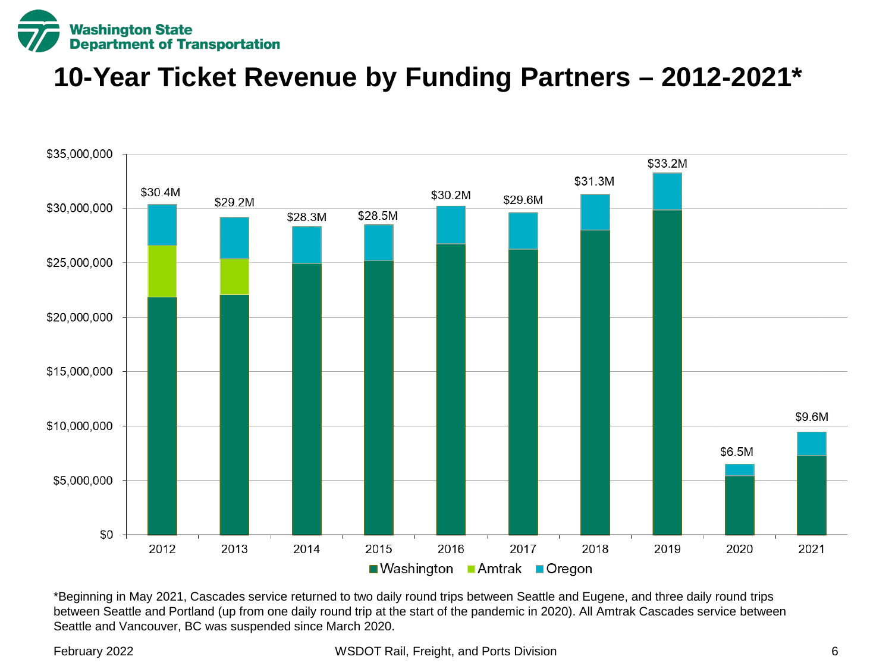# 10-Year Ticket Revenue by Funding Partners – 2012-2021*

| Year | Total Ticket Revenue |
| --- | --- |
| 2012 | $30.4M |
| 2013 | $29.2M |
| 2014 | $28.3M |
| 2015 | $28.5M |
| 2016 | $30.2M |
| 2017 | $29.6M |
| 2018 | $31.3M |
| 2019 | $33.2M |
| 2020 | $6.5M |
| 2021 | $9.6M |

Legend: Washington, Amtrak, Oregon

*Beginning in May 2021, Cascades service returned to two daily round trips between Seattle and Eugene, and three daily round trips between Seattle and Portland (up from one daily round trip at the start of the pandemic in 2020). All Amtrak Cascades service between Seattle and Vancouver, BC was suspended since March 2020.

February 2022

WSDOT Rail, Freight, and Ports Division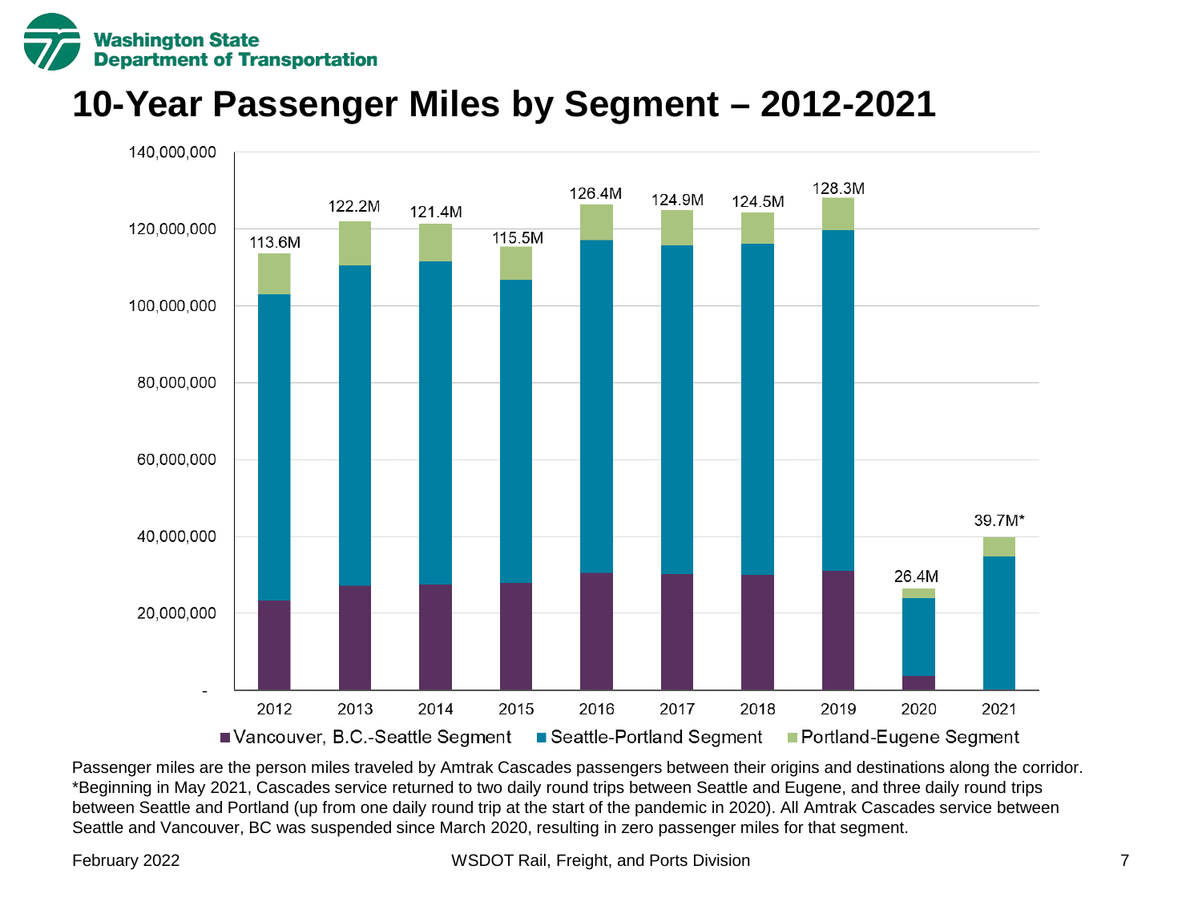# 10-Year Passenger Miles by Segment – 2012-2021

| Year | Total Passenger Miles |
| --- | --- |
| 2012 | 113.6M |
| 2013 | 122.2M |
| 2014 | 121.4M |
| 2015 | 115.5M |
| 2016 | 126.4M |
| 2017 | 124.9M |
| 2018 | 124.5M |
| 2019 | 128.3M |
| 2020 | 26.4M |
| 2021 | 39.7M* |

Vancouver, B.C.-Seattle Segment | Seattle-Portland Segment | Portland-Eugene Segment

Passenger miles are the person miles traveled by Amtrak Cascades passengers between their origins and destinations along the corridor.
*Beginning in May 2021, Cascades service returned to two daily round trips between Seattle and Eugene, and three daily round trips between Seattle and Portland (up from one daily round trip at the start of the pandemic in 2020). All Amtrak Cascades service between Seattle and Vancouver, BC was suspended since March 2020, resulting in zero passenger miles for that segment.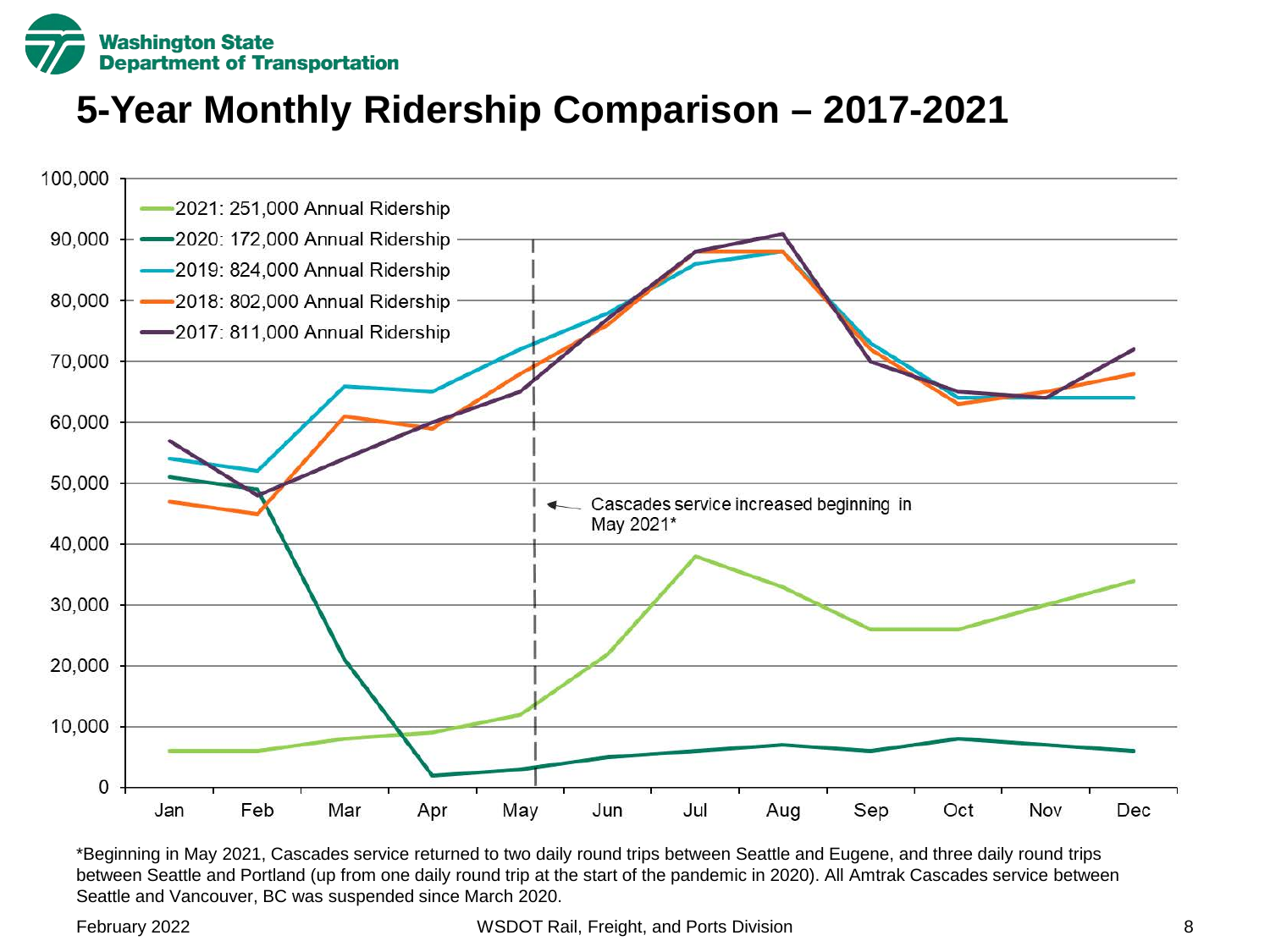# 5-Year Monthly Ridership Comparison – 2017-2021

- 2021: 251,000 Annual Ridership
- 2020: 172,000 Annual Ridership
- 2019: 824,000 Annual Ridership
- 2018: 802,000 Annual Ridership
- 2017: 811,000 Annual Ridership

Cascades service increased beginning in May 2021*

*Beginning in May 2021, Cascades service returned to two daily round trips between Seattle and Eugene, and three daily round trips between Seattle and Portland (up from one daily round trip at the start of the pandemic in 2020). All Amtrak Cascades service between Seattle and Vancouver, BC was suspended since March 2020.

February 2022 WSDOT Rail, Freight, and Ports Division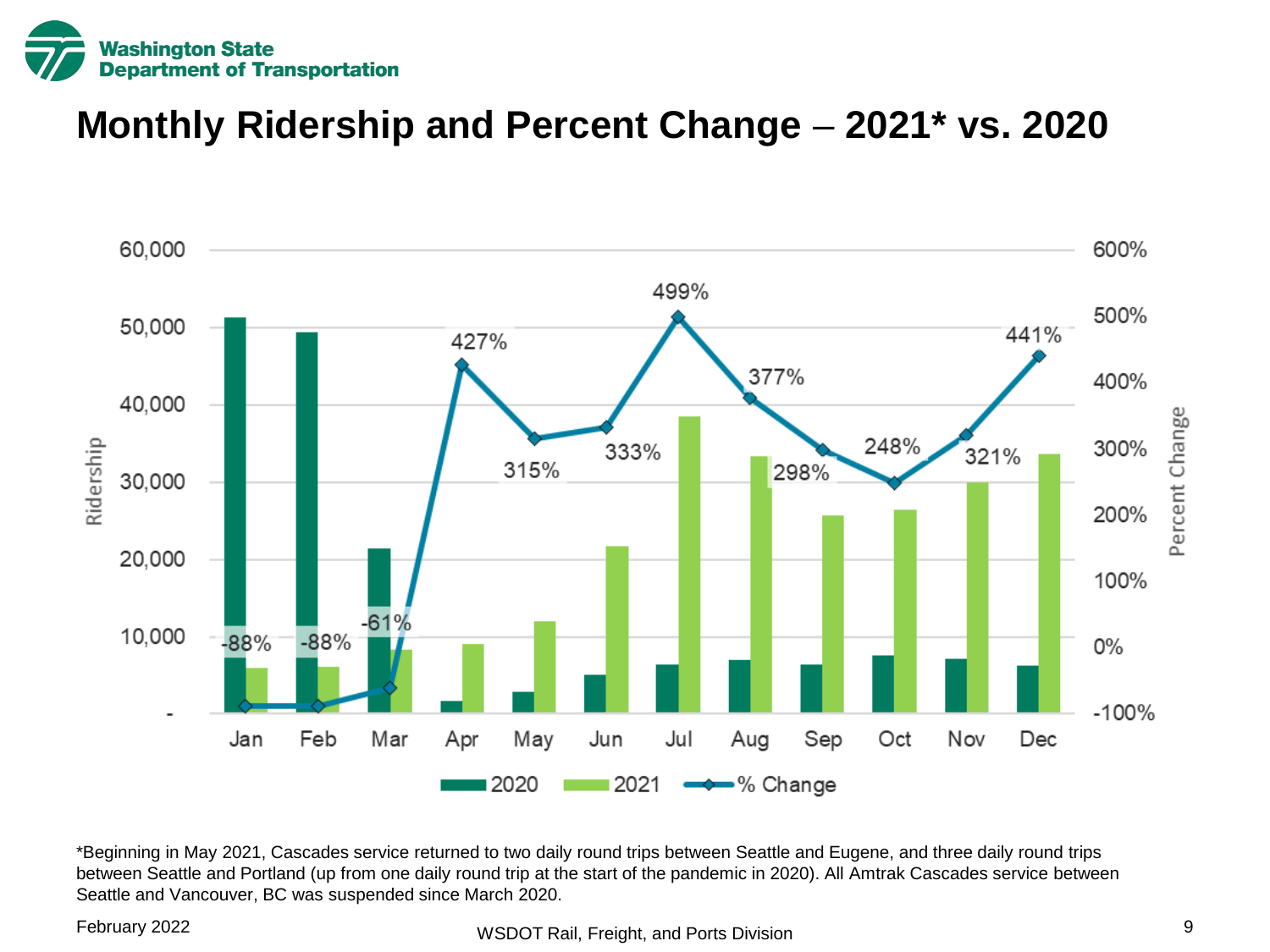# Monthly Ridership and Percent Change – 2021* vs. 2020

*Beginning in May 2021, Cascades service returned to two daily round trips between Seattle and Eugene, and three daily round trips between Seattle and Portland (up from one daily round trip at the start of the pandemic in 2020). All Amtrak Cascades service between Seattle and Vancouver, BC was suspended since March 2020.

February 2022

WSDOT Rail, Freight, and Ports Division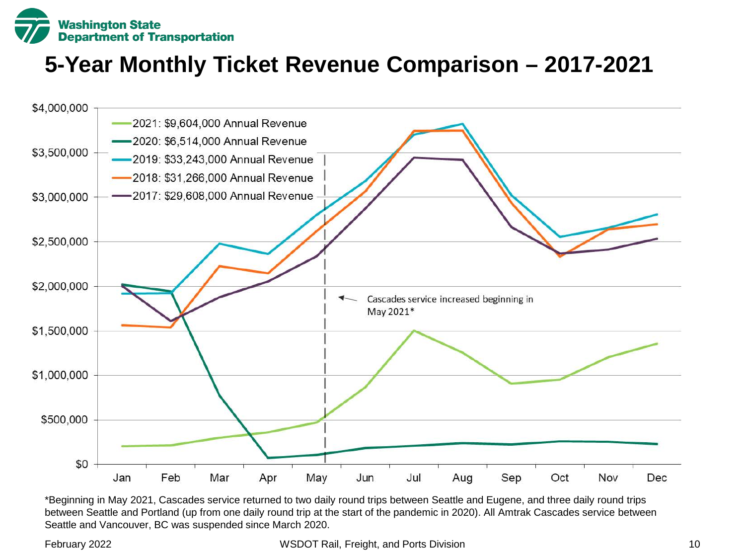# 5-Year Monthly Ticket Revenue Comparison – 2017-2021

- 2021: $9,604,000 Annual Revenue
- 2020: $6,514,000 Annual Revenue
- 2019: $33,243,000 Annual Revenue
- 2018: $31,266,000 Annual Revenue
- 2017: $29,608,000 Annual Revenue

Cascades service increased beginning in May 2021*

*Beginning in May 2021, Cascades service returned to two daily round trips between Seattle and Eugene, and three daily round trips between Seattle and Portland (up from one daily round trip at the start of the pandemic in 2020). All Amtrak Cascades service between Seattle and Vancouver, BC was suspended since March 2020.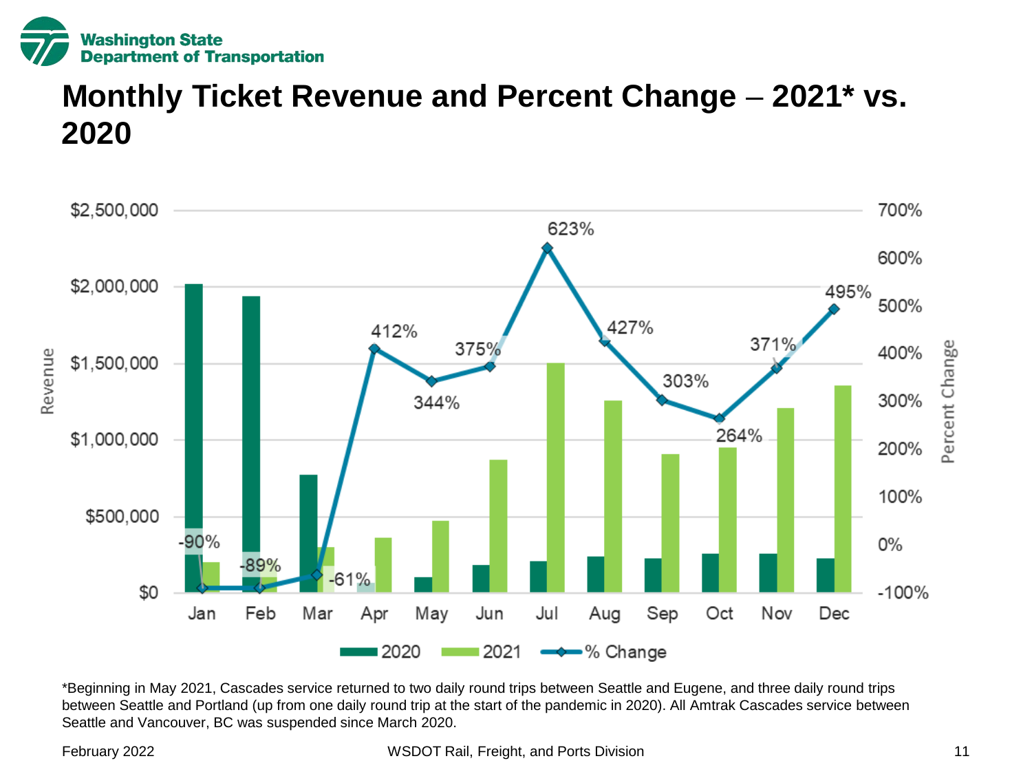# Monthly Ticket Revenue and Percent Change – 2021* vs. 2020

| Month | % Change |
|---|---|
| Jan | -90% |
| Feb | -89% |
| Mar | -61% |
| Apr | 412% |
| May | 344% |
| Jun | 375% |
| Jul | 623% |
| Aug | 427% |
| Sep | 303% |
| Oct | 264% |
| Nov | 371% |
| Dec | 495% |

Legend: 2020, 2021, % Change

*Beginning in May 2021, Cascades service returned to two daily round trips between Seattle and Eugene, and three daily round trips between Seattle and Portland (up from one daily round trip at the start of the pandemic in 2020). All Amtrak Cascades service between Seattle and Vancouver, BC was suspended since March 2020.

February 2022

WSDOT Rail, Freight, and Ports Division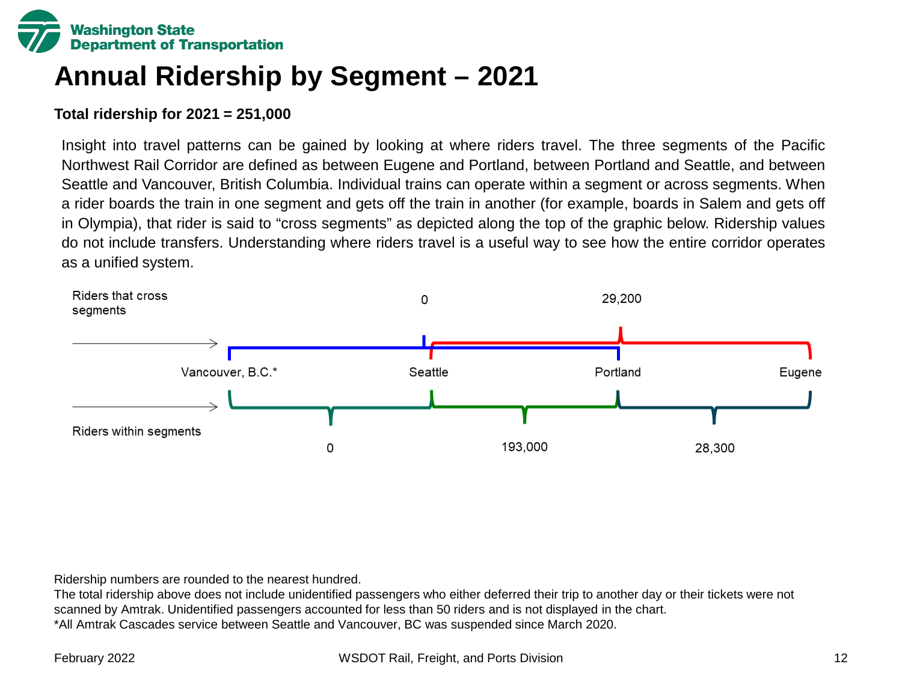# Annual Ridership by Segment – 2021

**Total ridership for 2021 = 251,000**

Insight into travel patterns can be gained by looking at where riders travel. The three segments of the Pacific Northwest Rail Corridor are defined as between Eugene and Portland, between Portland and Seattle, and between Seattle and Vancouver, British Columbia. Individual trains can operate within a segment or across segments. When a rider boards the train in one segment and gets off the train in another (for example, boards in Salem and gets off in Olympia), that rider is said to "cross segments" as depicted along the top of the graphic below. Ridership values do not include transfers. Understanding where riders travel is a useful way to see how the entire corridor operates as a unified system.

Riders that cross segments

| | Vancouver, B.C.* – Portland | Seattle – Eugene |
|---|---|---|
| Riders that cross segments | 0 | 29,200 |

Vancouver, B.C.* — Seattle — Portland — Eugene

Riders within segments

| | Vancouver, B.C.* – Seattle | Seattle – Portland | Portland – Eugene |
|---|---|---|---|
| Riders within segments | 0 | 193,000 | 28,300 |

Ridership numbers are rounded to the nearest hundred.

The total ridership above does not include unidentified passengers who either deferred their trip to another day or their tickets were not scanned by Amtrak. Unidentified passengers accounted for less than 50 riders and is not displayed in the chart.

*All Amtrak Cascades service between Seattle and Vancouver, BC was suspended since March 2020.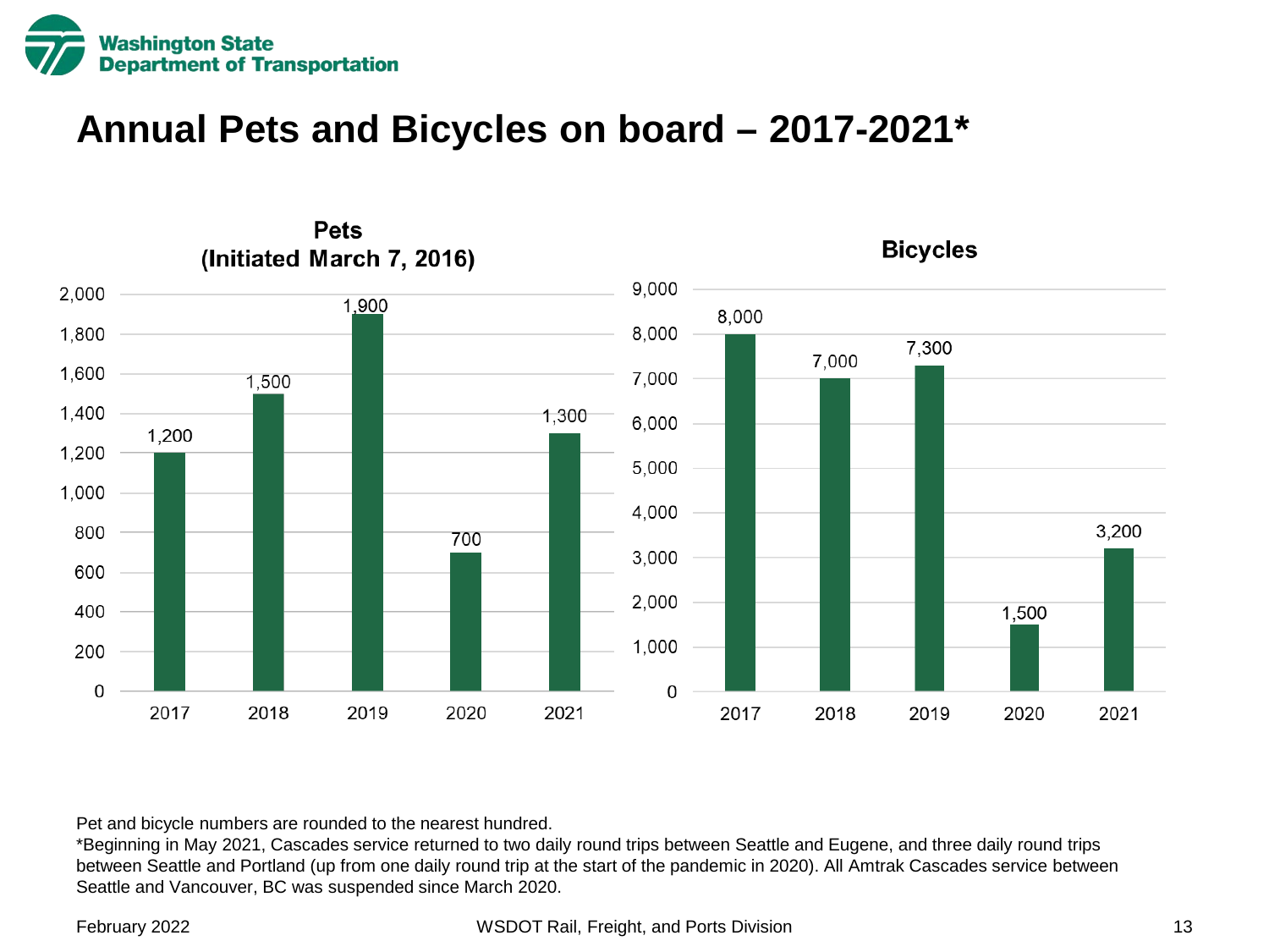# Annual Pets and Bicycles on board – 2017-2021*

**Pets (Initiated March 7, 2016)**

| Year | Pets |
|---|---|
| 2017 | 1,200 |
| 2018 | 1,500 |
| 2019 | 1,900 |
| 2020 | 700 |
| 2021 | 1,300 |

**Bicycles**

| Year | Bicycles |
|---|---|
| 2017 | 8,000 |
| 2018 | 7,000 |
| 2019 | 7,300 |
| 2020 | 1,500 |
| 2021 | 3,200 |

Pet and bicycle numbers are rounded to the nearest hundred.

*Beginning in May 2021, Cascades service returned to two daily round trips between Seattle and Eugene, and three daily round trips between Seattle and Portland (up from one daily round trip at the start of the pandemic in 2020). All Amtrak Cascades service between Seattle and Vancouver, BC was suspended since March 2020.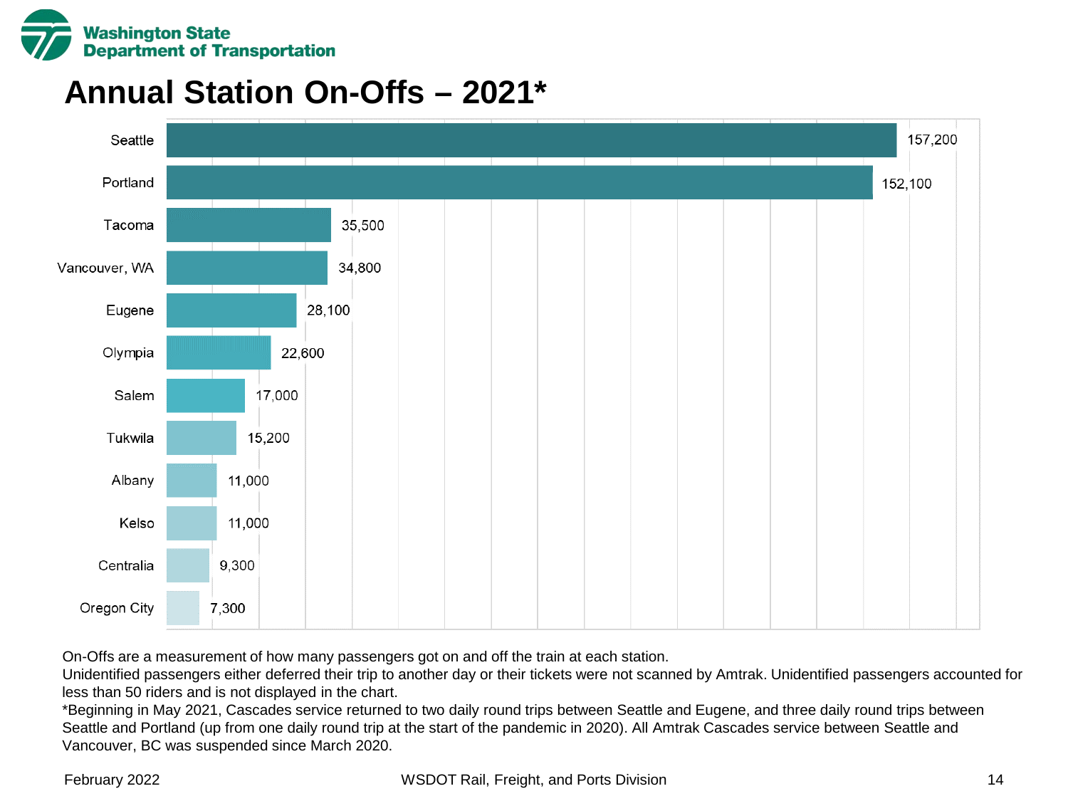# Annual Station On-Offs – 2021*

| Station | On-Offs |
|---|---|
| Seattle | 157,200 |
| Portland | 152,100 |
| Tacoma | 35,500 |
| Vancouver, WA | 34,800 |
| Eugene | 28,100 |
| Olympia | 22,600 |
| Salem | 17,000 |
| Tukwila | 15,200 |
| Albany | 11,000 |
| Kelso | 11,000 |
| Centralia | 9,300 |
| Oregon City | 7,300 |

On-Offs are a measurement of how many passengers got on and off the train at each station.

Unidentified passengers either deferred their trip to another day or their tickets were not scanned by Amtrak. Unidentified passengers accounted for less than 50 riders and is not displayed in the chart.

*Beginning in May 2021, Cascades service returned to two daily round trips between Seattle and Eugene, and three daily round trips between Seattle and Portland (up from one daily round trip at the start of the pandemic in 2020). All Amtrak Cascades service between Seattle and Vancouver, BC was suspended since March 2020.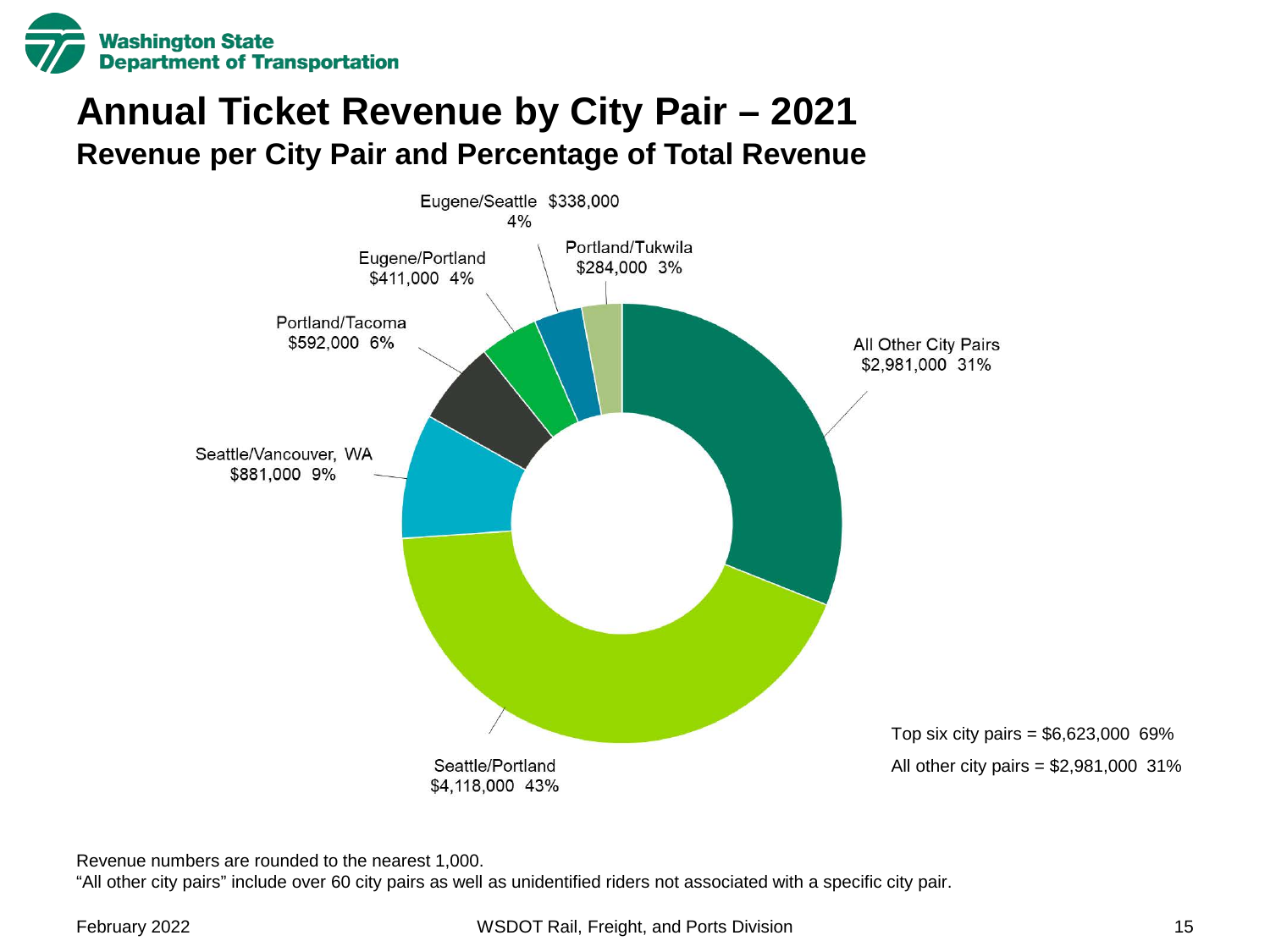# Annual Ticket Revenue by City Pair – 2021

## Revenue per City Pair and Percentage of Total Revenue

| City Pair | Revenue | Percentage |
| --- | --- | --- |
| Seattle/Portland | $4,118,000 | 43% |
| Seattle/Vancouver, WA | $881,000 | 9% |
| Portland/Tacoma | $592,000 | 6% |
| Eugene/Portland | $411,000 | 4% |
| Eugene/Seattle | $338,000 | 4% |
| Portland/Tukwila | $284,000 | 3% |
| All Other City Pairs | $2,981,000 | 31% |

Top six city pairs = $6,623,000 69%

All other city pairs = $2,981,000 31%

Revenue numbers are rounded to the nearest 1,000.

"All other city pairs" include over 60 city pairs as well as unidentified riders not associated with a specific city pair.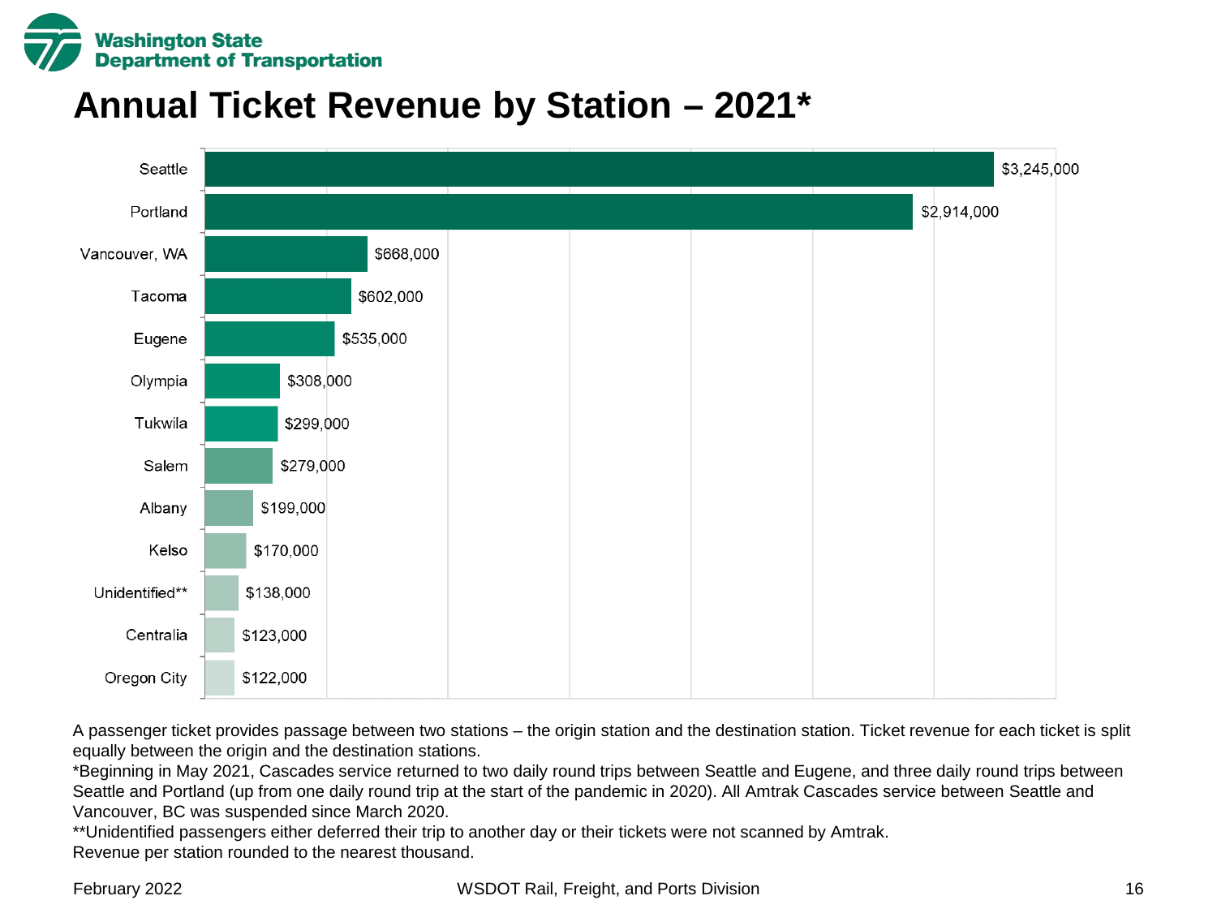# Annual Ticket Revenue by Station – 2021*

| Station | Revenue |
| --- | --- |
| Seattle | $3,245,000 |
| Portland | $2,914,000 |
| Vancouver, WA | $668,000 |
| Tacoma | $602,000 |
| Eugene | $535,000 |
| Olympia | $308,000 |
| Tukwila | $299,000 |
| Salem | $279,000 |
| Albany | $199,000 |
| Kelso | $170,000 |
| Unidentified** | $138,000 |
| Centralia | $123,000 |
| Oregon City | $122,000 |

A passenger ticket provides passage between two stations – the origin station and the destination station. Ticket revenue for each ticket is split equally between the origin and the destination stations.

*Beginning in May 2021, Cascades service returned to two daily round trips between Seattle and Eugene, and three daily round trips between Seattle and Portland (up from one daily round trip at the start of the pandemic in 2020). All Amtrak Cascades service between Seattle and Vancouver, BC was suspended since March 2020.

**Unidentified passengers either deferred their trip to another day or their tickets were not scanned by Amtrak.

Revenue per station rounded to the nearest thousand.

February 2022 — WSDOT Rail, Freight, and Ports Division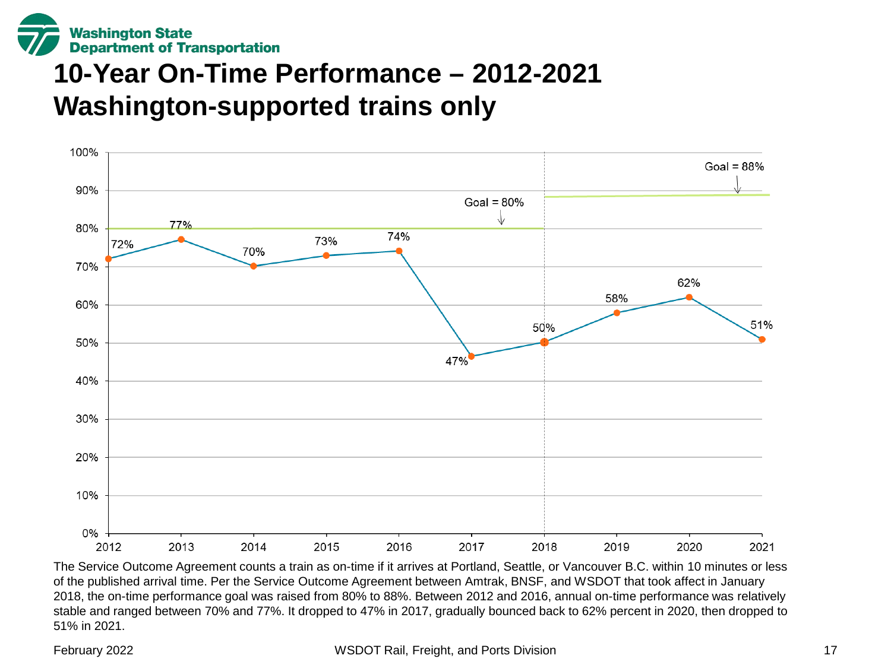# 10-Year On-Time Performance – 2012-2021
## Washington-supported trains only

| Year | On-Time Performance | Goal |
|---|---|---|
| 2012 | 72% | 80% |
| 2013 | 77% | 80% |
| 2014 | 70% | 80% |
| 2015 | 73% | 80% |
| 2016 | 74% | 80% |
| 2017 | 47% | 80% |
| 2018 | 50% | 88% |
| 2019 | 58% | 88% |
| 2020 | 62% | 88% |
| 2021 | 51% | 88% |

The Service Outcome Agreement counts a train as on-time if it arrives at Portland, Seattle, or Vancouver B.C. within 10 minutes or less of the published arrival time. Per the Service Outcome Agreement between Amtrak, BNSF, and WSDOT that took affect in January 2018, the on-time performance goal was raised from 80% to 88%. Between 2012 and 2016, annual on-time performance was relatively stable and ranged between 70% and 77%. It dropped to 47% in 2017, gradually bounced back to 62% percent in 2020, then dropped to 51% in 2021.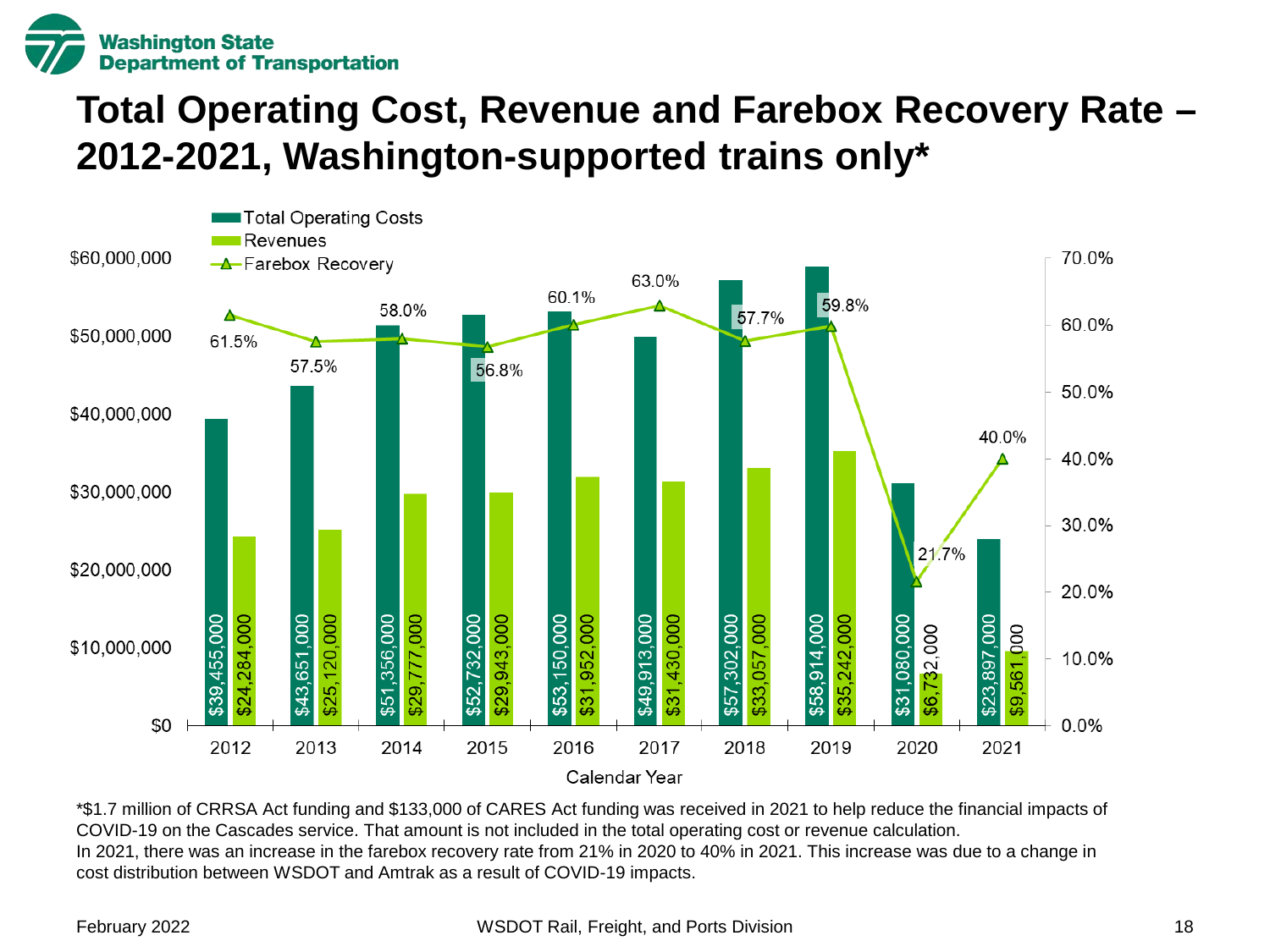# Total Operating Cost, Revenue and Farebox Recovery Rate – 2012-2021, Washington-supported trains only*

Total Operating Costs
Revenues
Farebox Recovery

$60,000,000
$50,000,000
$40,000,000
$30,000,000
$20,000,000
$10,000,000
$0

70.0%
60.0%
50.0%
40.0%
30.0%
20.0%
10.0%
0.0%

2012: $39,455,000 | $24,284,000 | 61.5%
2013: $43,651,000 | $25,120,000 | 57.5%
2014: $51,356,000 | $29,777,000 | 58.0%
2015: $52,732,000 | $29,943,000 | 56.8%
2016: $53,150,000 | $31,952,000 | 60.1%
2017: $49,913,000 | $31,430,000 | 63.0%
2018: $57,302,000 | $33,057,000 | 57.7%
2019: $58,914,000 | $35,242,000 | 59.8%
2020: $31,080,000 | $6,732,000 | 21.7%
2021: $23,897,000 | $9,561,000 | 40.0%

Calendar Year

*$1.7 million of CRRSA Act funding and $133,000 of CARES Act funding was received in 2021 to help reduce the financial impacts of COVID-19 on the Cascades service. That amount is not included in the total operating cost or revenue calculation.
In 2021, there was an increase in the farebox recovery rate from 21% in 2020 to 40% in 2021. This increase was due to a change in cost distribution between WSDOT and Amtrak as a result of COVID-19 impacts.